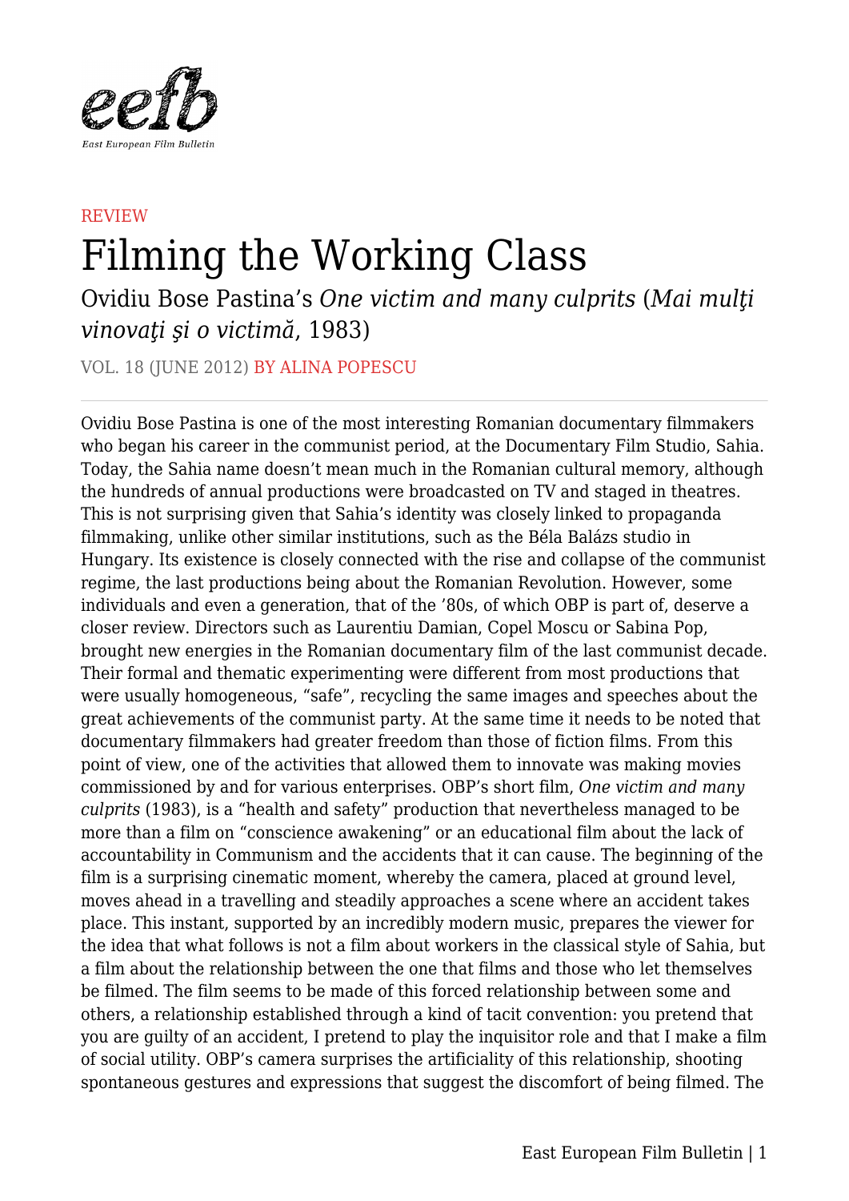REVIEW

# Filming the Working Class

## Ovidiu Bose Pastina's *One victim and many culprits* (*Mai mulţi vinovaţi şi o victimă*, 1983)

VOL. 18 (JUNE 2012) BY ALINA POPESCU

Ovidiu Bose Pastina is one of the most interesting Romanian documentary filmmakers who began his career in the communist period, at the Documentary Film Studio, Sahia. Today, the Sahia name doesn't mean much in the Romanian cultural memory, although the hundreds of annual productions were broadcasted on TV and staged in theatres. This is not surprising given that Sahia's identity was closely linked to propaganda filmmaking, unlike other similar institutions, such as the Béla Balázs studio in Hungary. Its existence is closely connected with the rise and collapse of the communist regime, the last productions being about the Romanian Revolution. However, some individuals and even a generation, that of the '80s, of which OBP is part of, deserve a closer review. Directors such as Laurentiu Damian, Copel Moscu or Sabina Pop, brought new energies in the Romanian documentary film of the last communist decade. Their formal and thematic experimenting were different from most productions that were usually homogeneous, "safe", recycling the same images and speeches about the great achievements of the communist party. At the same time it needs to be noted that documentary filmmakers had greater freedom than those of fiction films. From this point of view, one of the activities that allowed them to innovate was making movies commissioned by and for various enterprises. OBP's short film, *One victim and many culprits* (1983), is a "health and safety" production that nevertheless managed to be more than a film on "conscience awakening" or an educational film about the lack of accountability in Communism and the accidents that it can cause. The beginning of the film is a surprising cinematic moment, whereby the camera, placed at ground level, moves ahead in a travelling and steadily approaches a scene where an accident takes place. This instant, supported by an incredibly modern music, prepares the viewer for the idea that what follows is not a film about workers in the classical style of Sahia, but a film about the relationship between the one that films and those who let themselves be filmed. The film seems to be made of this forced relationship between some and others, a relationship established through a kind of tacit convention: you pretend that you are guilty of an accident, I pretend to play the inquisitor role and that I make a film of social utility. OBP's camera surprises the artificiality of this relationship, shooting spontaneous gestures and expressions that suggest the discomfort of being filmed. The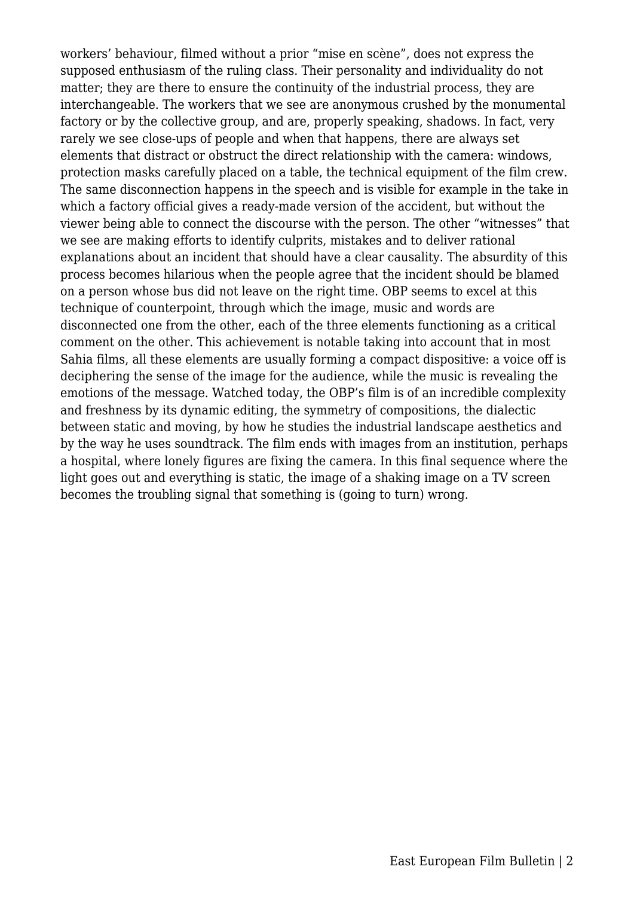workers' behaviour, filmed without a prior "mise en scène", does not express the supposed enthusiasm of the ruling class. Their personality and individuality do not matter; they are there to ensure the continuity of the industrial process, they are interchangeable. The workers that we see are anonymous crushed by the monumental factory or by the collective group, and are, properly speaking, shadows. In fact, very rarely we see close-ups of people and when that happens, there are always set elements that distract or obstruct the direct relationship with the camera: windows, protection masks carefully placed on a table, the technical equipment of the film crew. The same disconnection happens in the speech and is visible for example in the take in which a factory official gives a ready-made version of the accident, but without the viewer being able to connect the discourse with the person. The other "witnesses" that we see are making efforts to identify culprits, mistakes and to deliver rational explanations about an incident that should have a clear causality. The absurdity of this process becomes hilarious when the people agree that the incident should be blamed on a person whose bus did not leave on the right time. OBP seems to excel at this technique of counterpoint, through which the image, music and words are disconnected one from the other, each of the three elements functioning as a critical comment on the other. This achievement is notable taking into account that in most Sahia films, all these elements are usually forming a compact dispositive: a voice off is deciphering the sense of the image for the audience, while the music is revealing the emotions of the message. Watched today, the OBP's film is of an incredible complexity and freshness by its dynamic editing, the symmetry of compositions, the dialectic between static and moving, by how he studies the industrial landscape aesthetics and by the way he uses soundtrack. The film ends with images from an institution, perhaps a hospital, where lonely figures are fixing the camera. In this final sequence where the light goes out and everything is static, the image of a shaking image on a TV screen becomes the troubling signal that something is (going to turn) wrong.